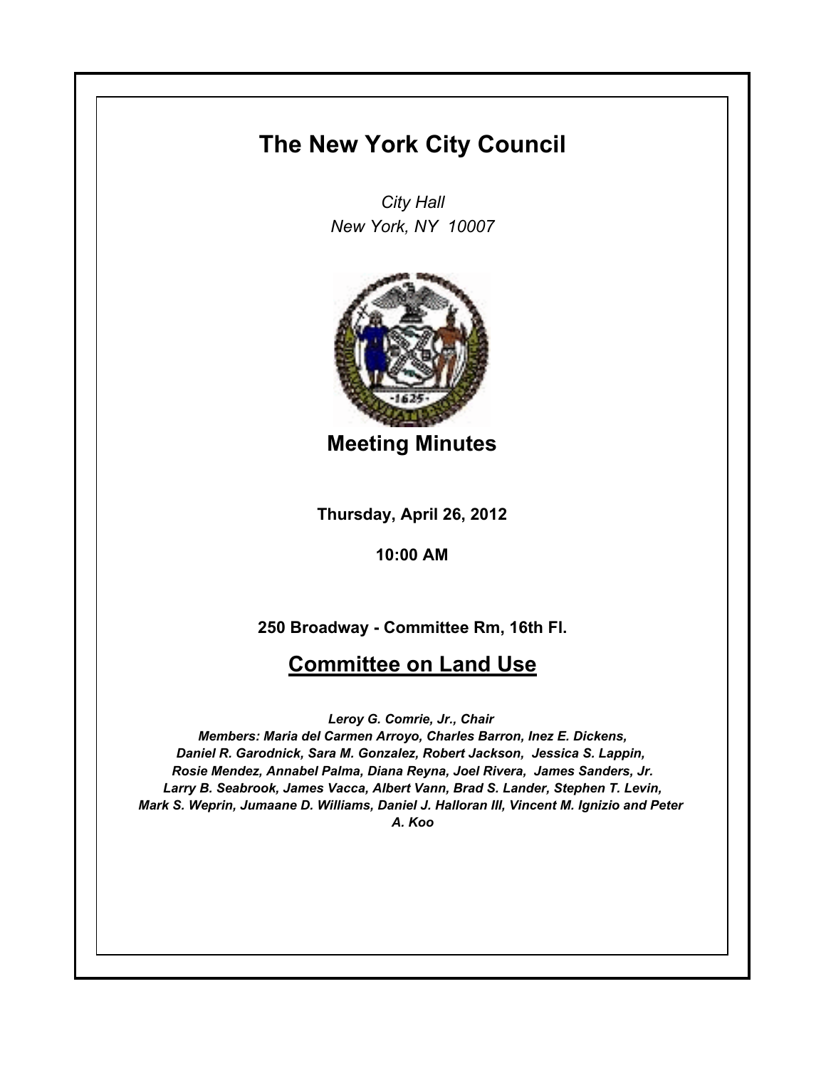# The New York City Council

*City Hall*
*New York, NY 10007*

## Meeting Minutes

**Thursday, April 26, 2012**

**10:00 AM**

**250 Broadway - Committee Rm, 16th Fl.**

## Committee on Land Use

***Leroy G. Comrie, Jr., Chair***
***Members: Maria del Carmen Arroyo, Charles Barron, Inez E. Dickens, Daniel R. Garodnick, Sara M. Gonzalez, Robert Jackson, Jessica S. Lappin, Rosie Mendez, Annabel Palma, Diana Reyna, Joel Rivera, James Sanders, Jr. Larry B. Seabrook, James Vacca, Albert Vann, Brad S. Lander, Stephen T. Levin, Mark S. Weprin, Jumaane D. Williams, Daniel J. Halloran III, Vincent M. Ignizio and Peter A. Koo***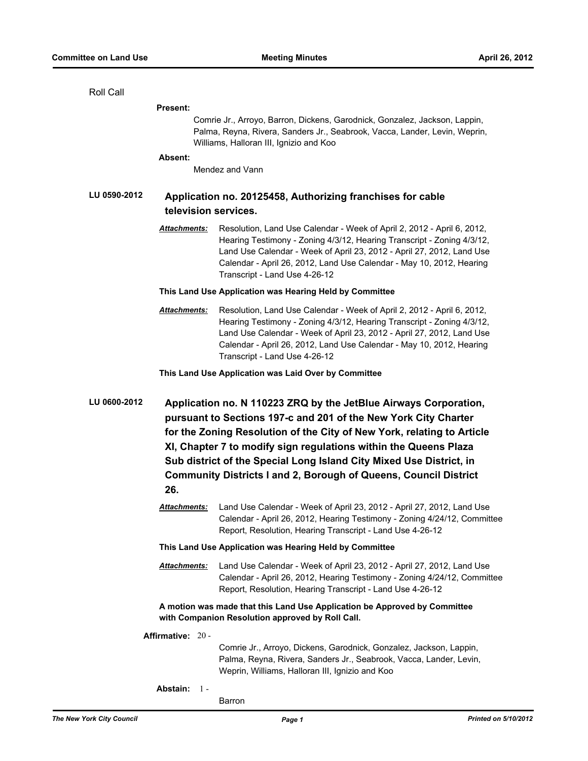Roll Call

**Present:**

Comrie Jr., Arroyo, Barron, Dickens, Garodnick, Gonzalez, Jackson, Lappin, Palma, Reyna, Rivera, Sanders Jr., Seabrook, Vacca, Lander, Levin, Weprin, Williams, Halloran III, Ignizio and Koo

**Absent:**

Mendez and Vann

**LU 0590-2012** **Application no. 20125458, Authorizing franchises for cable television services.**

***Attachments:*** Resolution, Land Use Calendar - Week of April 2, 2012 - April 6, 2012, Hearing Testimony - Zoning 4/3/12, Hearing Transcript - Zoning 4/3/12, Land Use Calendar - Week of April 23, 2012 - April 27, 2012, Land Use Calendar - April 26, 2012, Land Use Calendar - May 10, 2012, Hearing Transcript - Land Use 4-26-12

**This Land Use Application was Hearing Held by Committee**

***Attachments:*** Resolution, Land Use Calendar - Week of April 2, 2012 - April 6, 2012, Hearing Testimony - Zoning 4/3/12, Hearing Transcript - Zoning 4/3/12, Land Use Calendar - Week of April 23, 2012 - April 27, 2012, Land Use Calendar - April 26, 2012, Land Use Calendar - May 10, 2012, Hearing Transcript - Land Use 4-26-12

**This Land Use Application was Laid Over by Committee**

**LU 0600-2012** **Application no. N 110223 ZRQ by the JetBlue Airways Corporation, pursuant to Sections 197-c and 201 of the New York City Charter for the Zoning Resolution of the City of New York, relating to Article XI, Chapter 7 to modify sign regulations within the Queens Plaza Sub district of the Special Long Island City Mixed Use District, in Community Districts l and 2, Borough of Queens, Council District 26.**

***Attachments:*** Land Use Calendar - Week of April 23, 2012 - April 27, 2012, Land Use Calendar - April 26, 2012, Hearing Testimony - Zoning 4/24/12, Committee Report, Resolution, Hearing Transcript - Land Use 4-26-12

**This Land Use Application was Hearing Held by Committee**

***Attachments:*** Land Use Calendar - Week of April 23, 2012 - April 27, 2012, Land Use Calendar - April 26, 2012, Hearing Testimony - Zoning 4/24/12, Committee Report, Resolution, Hearing Transcript - Land Use 4-26-12

**A motion was made that this Land Use Application be Approved by Committee with Companion Resolution approved by Roll Call.**

**Affirmative:** 20 -

Comrie Jr., Arroyo, Dickens, Garodnick, Gonzalez, Jackson, Lappin, Palma, Reyna, Rivera, Sanders Jr., Seabrook, Vacca, Lander, Levin, Weprin, Williams, Halloran III, Ignizio and Koo

**Abstain:** 1 -

Barron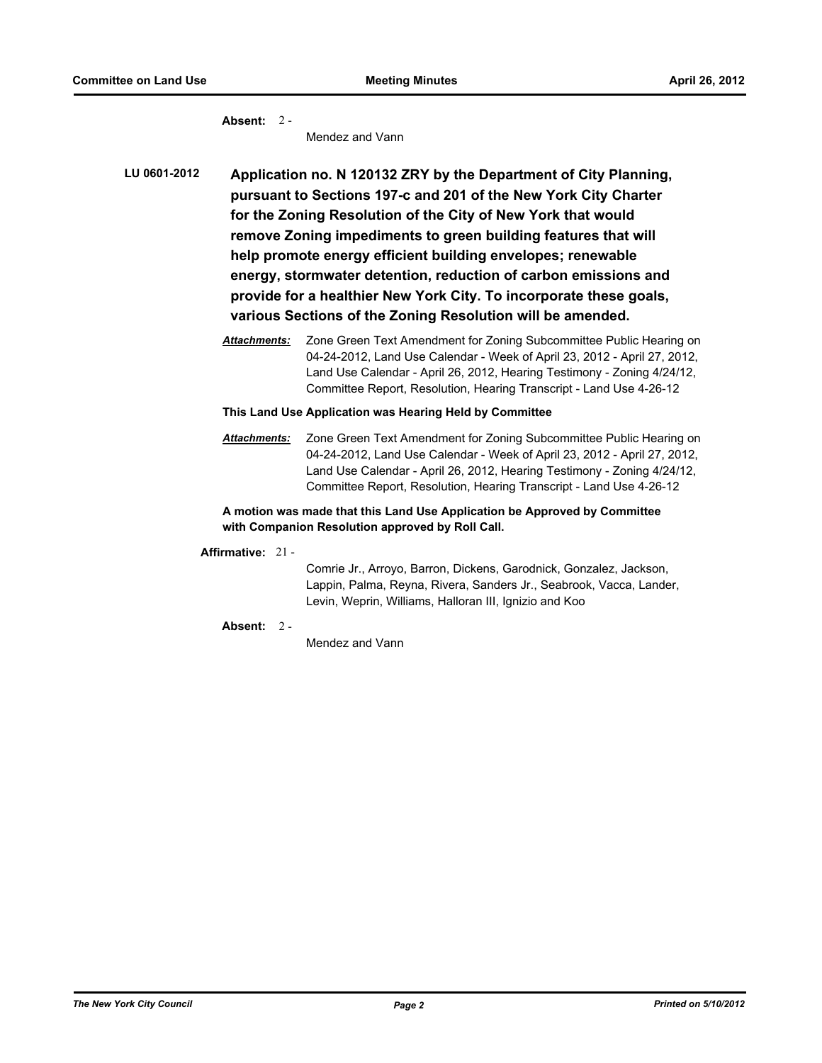**Absent:** 2 - Mendez and Vann

**LU 0601-2012** **Application no. N 120132 ZRY by the Department of City Planning, pursuant to Sections 197-c and 201 of the New York City Charter for the Zoning Resolution of the City of New York that would remove Zoning impediments to green building features that will help promote energy efficient building envelopes; renewable energy, stormwater detention, reduction of carbon emissions and provide for a healthier New York City. To incorporate these goals, various Sections of the Zoning Resolution will be amended.**

***Attachments:*** Zone Green Text Amendment for Zoning Subcommittee Public Hearing on 04-24-2012, Land Use Calendar - Week of April 23, 2012 - April 27, 2012, Land Use Calendar - April 26, 2012, Hearing Testimony - Zoning 4/24/12, Committee Report, Resolution, Hearing Transcript - Land Use 4-26-12

**This Land Use Application was Hearing Held by Committee**

***Attachments:*** Zone Green Text Amendment for Zoning Subcommittee Public Hearing on 04-24-2012, Land Use Calendar - Week of April 23, 2012 - April 27, 2012, Land Use Calendar - April 26, 2012, Hearing Testimony - Zoning 4/24/12, Committee Report, Resolution, Hearing Transcript - Land Use 4-26-12

**A motion was made that this Land Use Application be Approved by Committee with Companion Resolution approved by Roll Call.**

**Affirmative:** 21 - Comrie Jr., Arroyo, Barron, Dickens, Garodnick, Gonzalez, Jackson, Lappin, Palma, Reyna, Rivera, Sanders Jr., Seabrook, Vacca, Lander, Levin, Weprin, Williams, Halloran III, Ignizio and Koo

**Absent:** 2 - Mendez and Vann